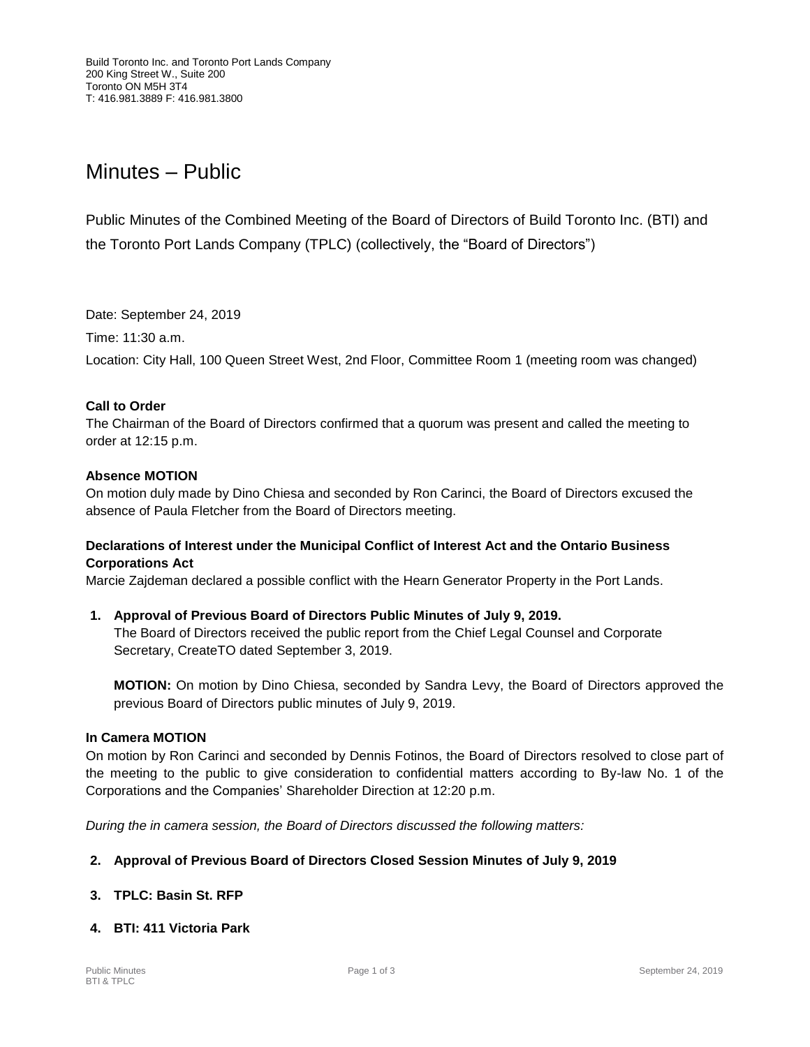Build Toronto Inc. and Toronto Port Lands Company
200 King Street W., Suite 200
Toronto ON M5H 3T4
T: 416.981.3889 F: 416.981.3800

# Minutes – Public

Public Minutes of the Combined Meeting of the Board of Directors of Build Toronto Inc. (BTI) and the Toronto Port Lands Company (TPLC) (collectively, the "Board of Directors")

Date: September 24, 2019

Time: 11:30 a.m.

Location: City Hall, 100 Queen Street West, 2nd Floor, Committee Room 1 (meeting room was changed)

**Call to Order**

The Chairman of the Board of Directors confirmed that a quorum was present and called the meeting to order at 12:15 p.m.

**Absence MOTION**

On motion duly made by Dino Chiesa and seconded by Ron Carinci, the Board of Directors excused the absence of Paula Fletcher from the Board of Directors meeting.

**Declarations of Interest under the Municipal Conflict of Interest Act and the Ontario Business Corporations Act**

Marcie Zajdeman declared a possible conflict with the Hearn Generator Property in the Port Lands.

1. **Approval of Previous Board of Directors Public Minutes of July 9, 2019.**
   The Board of Directors received the public report from the Chief Legal Counsel and Corporate Secretary, CreateTO dated September 3, 2019.

   **MOTION:** On motion by Dino Chiesa, seconded by Sandra Levy, the Board of Directors approved the previous Board of Directors public minutes of July 9, 2019.

**In Camera MOTION**

On motion by Ron Carinci and seconded by Dennis Fotinos, the Board of Directors resolved to close part of the meeting to the public to give consideration to confidential matters according to By-law No. 1 of the Corporations and the Companies' Shareholder Direction at 12:20 p.m.

*During the in camera session, the Board of Directors discussed the following matters:*

2. **Approval of Previous Board of Directors Closed Session Minutes of July 9, 2019**

3. **TPLC: Basin St. RFP**

4. **BTI: 411 Victoria Park**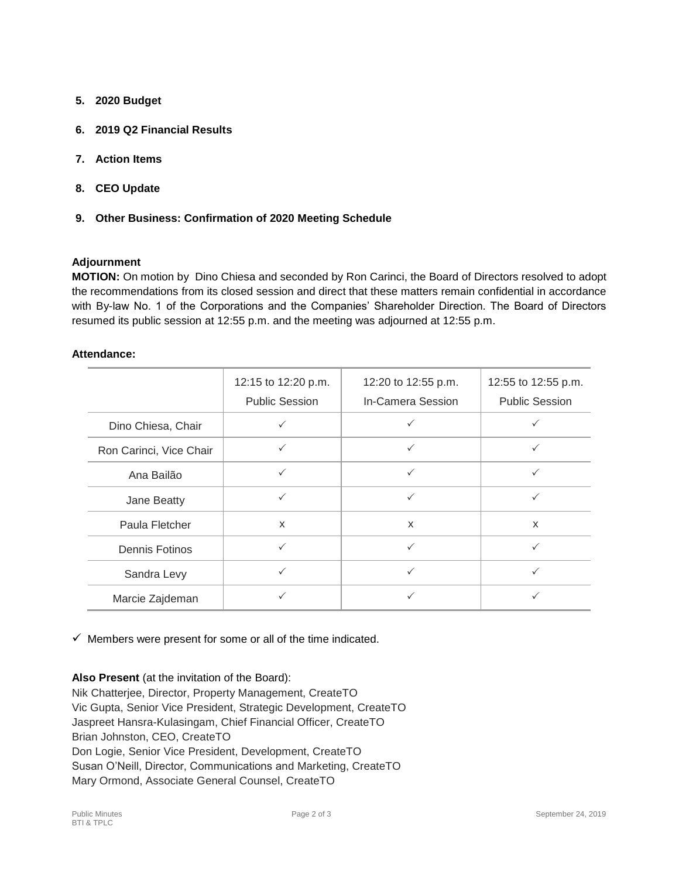5. **2020 Budget**

6. **2019 Q2 Financial Results**

7. **Action Items**

8. **CEO Update**

9. **Other Business: Confirmation of 2020 Meeting Schedule**

**Adjournment**

**MOTION:** On motion by Dino Chiesa and seconded by Ron Carinci, the Board of Directors resolved to adopt the recommendations from its closed session and direct that these matters remain confidential in accordance with By-law No. 1 of the Corporations and the Companies' Shareholder Direction. The Board of Directors resumed its public session at 12:55 p.m. and the meeting was adjourned at 12:55 p.m.

**Attendance:**

| | 12:15 to 12:20 p.m. Public Session | 12:20 to 12:55 p.m. In-Camera Session | 12:55 to 12:55 p.m. Public Session |
|---|---|---|---|
| Dino Chiesa, Chair | ✓ | ✓ | ✓ |
| Ron Carinci, Vice Chair | ✓ | ✓ | ✓ |
| Ana Bailão | ✓ | ✓ | ✓ |
| Jane Beatty | ✓ | ✓ | ✓ |
| Paula Fletcher | x | x | x |
| Dennis Fotinos | ✓ | ✓ | ✓ |
| Sandra Levy | ✓ | ✓ | ✓ |
| Marcie Zajdeman | ✓ | ✓ | ✓ |

✓ Members were present for some or all of the time indicated.

**Also Present** (at the invitation of the Board):

Nik Chatterjee, Director, Property Management, CreateTO
Vic Gupta, Senior Vice President, Strategic Development, CreateTO
Jaspreet Hansra-Kulasingam, Chief Financial Officer, CreateTO
Brian Johnston, CEO, CreateTO
Don Logie, Senior Vice President, Development, CreateTO
Susan O'Neill, Director, Communications and Marketing, CreateTO
Mary Ormond, Associate General Counsel, CreateTO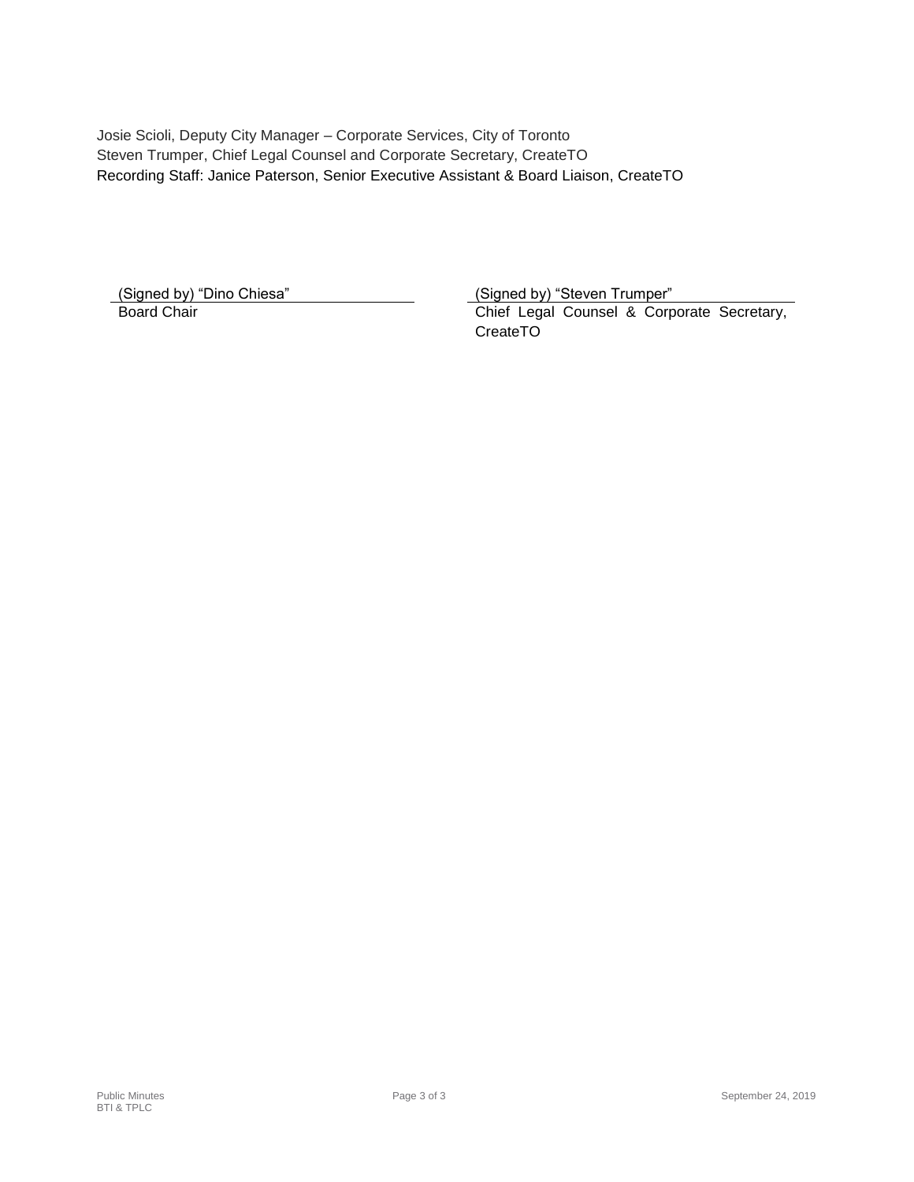Josie Scioli, Deputy City Manager – Corporate Services, City of Toronto
Steven Trumper, Chief Legal Counsel and Corporate Secretary, CreateTO
Recording Staff: Janice Paterson, Senior Executive Assistant & Board Liaison, CreateTO

(Signed by) "Dino Chiesa"
Board Chair

(Signed by) "Steven Trumper"
Chief Legal Counsel & Corporate Secretary, CreateTO